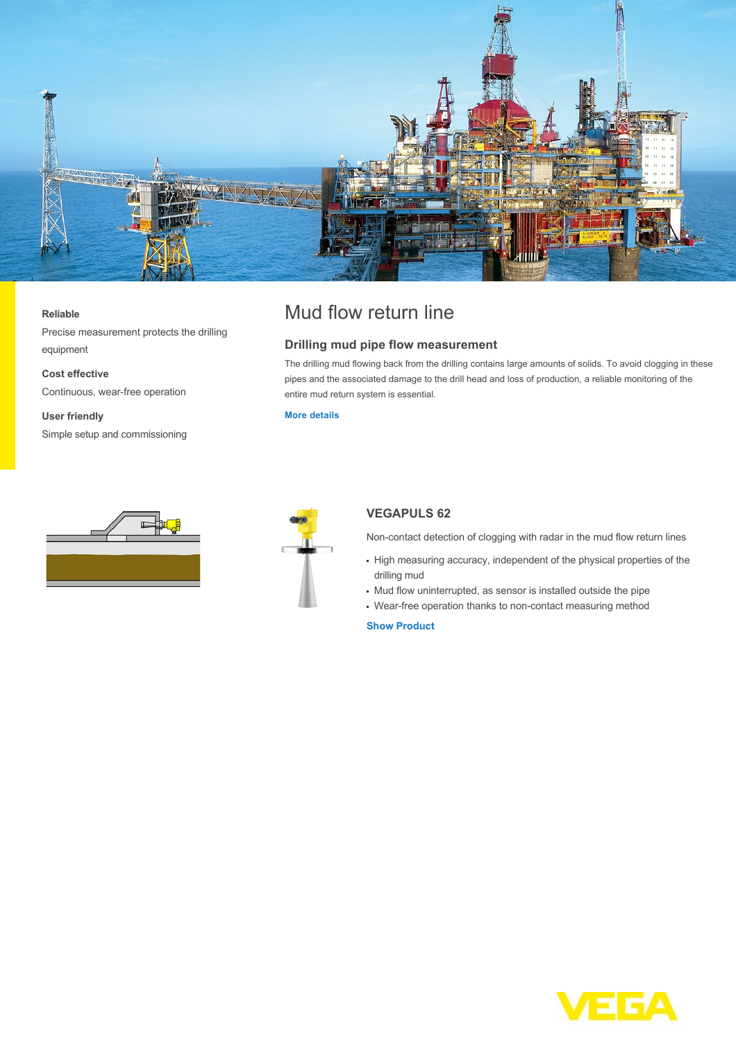**Reliable**

Precise measurement protects the drilling equipment

**Cost effective**

Continuous, wear-free operation

**User friendly**

Simple setup and commissioning

# Mud flow return line

## Drilling mud pipe flow measurement

The drilling mud flowing back from the drilling contains large amounts of solids. To avoid clogging in these pipes and the associated damage to the drill head and loss of production, a reliable monitoring of the entire mud return system is essential.

**More details**

### VEGAPULS 62

Non-contact detection of clogging with radar in the mud flow return lines

- High measuring accuracy, independent of the physical properties of the drilling mud
- Mud flow uninterrupted, as sensor is installed outside the pipe
- Wear-free operation thanks to non-contact measuring method

**Show Product**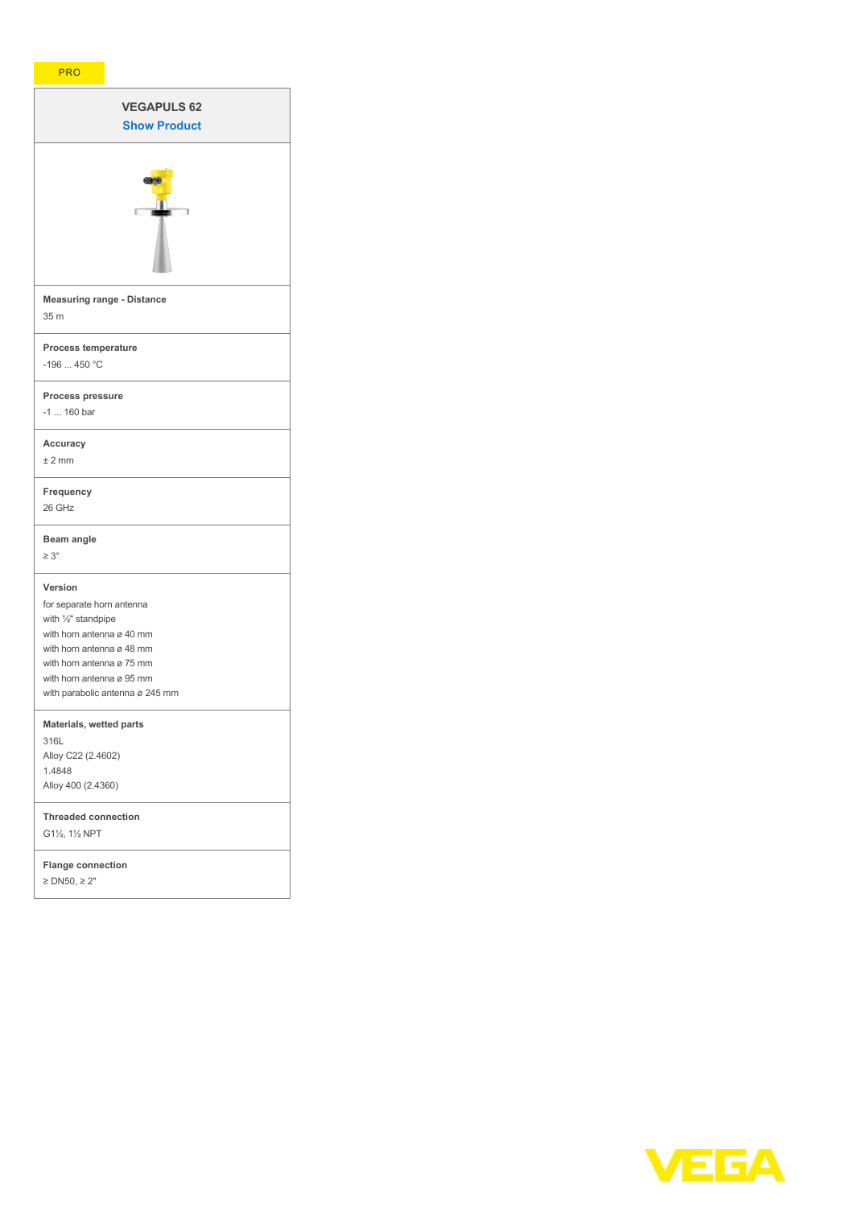PRO

## VEGAPULS 62

Show Product

**Measuring range - Distance**

35 m

**Process temperature**

-196 ... 450 °C

**Process pressure**

-1 ... 160 bar

**Accuracy**

± 2 mm

**Frequency**

26 GHz

**Beam angle**

≥ 3°

**Version**

for separate horn antenna
with ½" standpipe
with horn antenna ø 40 mm
with horn antenna ø 48 mm
with horn antenna ø 75 mm
with horn antenna ø 95 mm
with parabolic antenna ø 245 mm

**Materials, wetted parts**

316L
Alloy C22 (2.4602)
1.4848
Alloy 400 (2.4360)

**Threaded connection**

G1½, 1½ NPT

**Flange connection**

≥ DN50, ≥ 2"